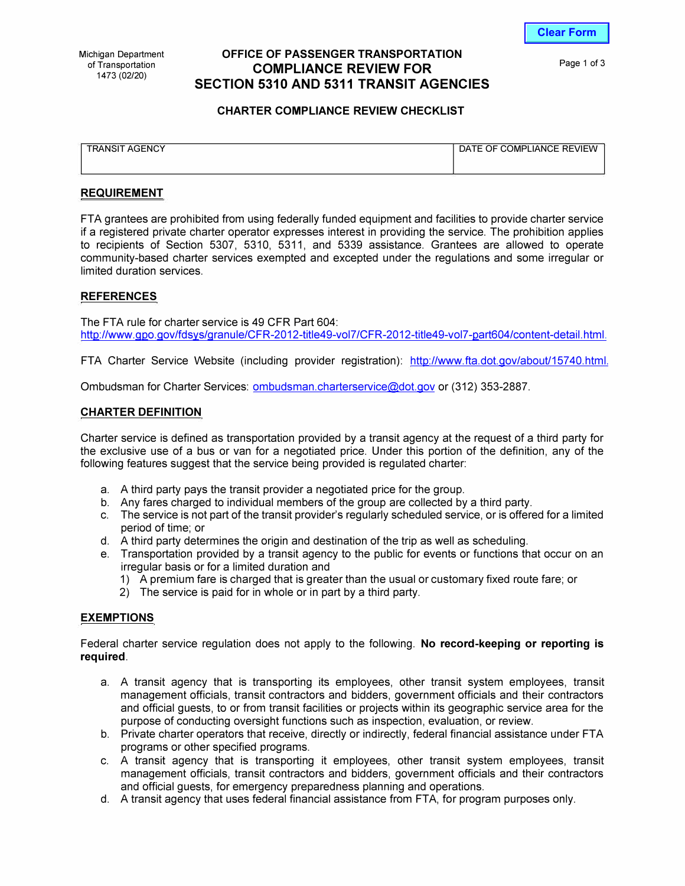Michigan Department of Transportation
1473 (02/20)

# OFFICE OF PASSENGER TRANSPORTATION
# COMPLIANCE REVIEW FOR SECTION 5310 AND 5311 TRANSIT AGENCIES

## CHARTER COMPLIANCE REVIEW CHECKLIST

| TRANSIT AGENCY | DATE OF COMPLIANCE REVIEW |
| --- | --- |
| | |

## REQUIREMENT

FTA grantees are prohibited from using federally funded equipment and facilities to provide charter service if a registered private charter operator expresses interest in providing the service. The prohibition applies to recipients of Section 5307, 5310, 5311, and 5339 assistance. Grantees are allowed to operate community-based charter services exempted and excepted under the regulations and some irregular or limited duration services.

## REFERENCES

The FTA rule for charter service is 49 CFR Part 604:
http://www.gpo.gov/fdsys/granule/CFR-2012-title49-vol7/CFR-2012-title49-vol7-part604/content-detail.html.

FTA Charter Service Website (including provider registration): http://www.fta.dot.gov/about/15740.html.

Ombudsman for Charter Services: ombudsman.charterservice@dot.gov or (312) 353-2887.

## CHARTER DEFINITION

Charter service is defined as transportation provided by a transit agency at the request of a third party for the exclusive use of a bus or van for a negotiated price. Under this portion of the definition, any of the following features suggest that the service being provided is regulated charter:

a. A third party pays the transit provider a negotiated price for the group.
b. Any fares charged to individual members of the group are collected by a third party.
c. The service is not part of the transit provider's regularly scheduled service, or is offered for a limited period of time; or
d. A third party determines the origin and destination of the trip as well as scheduling.
e. Transportation provided by a transit agency to the public for events or functions that occur on an irregular basis or for a limited duration and
   1) A premium fare is charged that is greater than the usual or customary fixed route fare; or
   2) The service is paid for in whole or in part by a third party.

## EXEMPTIONS

Federal charter service regulation does not apply to the following. **No record-keeping or reporting is required**.

a. A transit agency that is transporting its employees, other transit system employees, transit management officials, transit contractors and bidders, government officials and their contractors and official guests, to or from transit facilities or projects within its geographic service area for the purpose of conducting oversight functions such as inspection, evaluation, or review.
b. Private charter operators that receive, directly or indirectly, federal financial assistance under FTA programs or other specified programs.
c. A transit agency that is transporting it employees, other transit system employees, transit management officials, transit contractors and bidders, government officials and their contractors and official guests, for emergency preparedness planning and operations.
d. A transit agency that uses federal financial assistance from FTA, for program purposes only.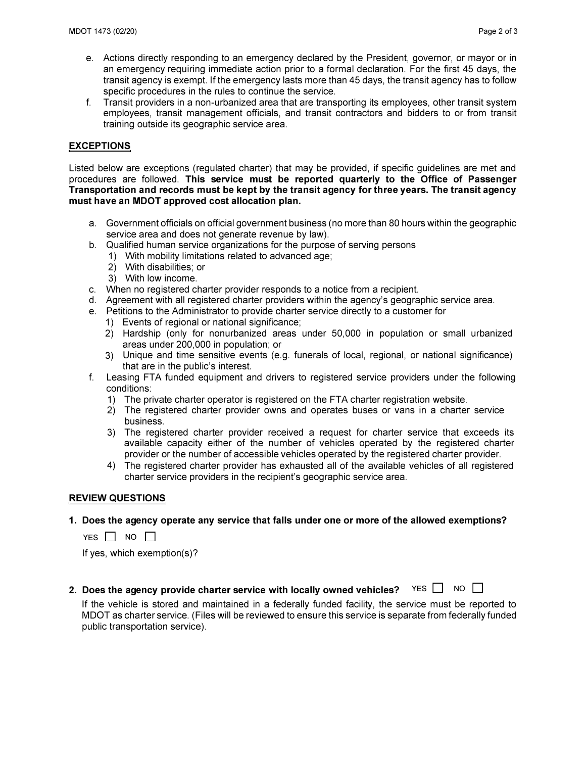e. Actions directly responding to an emergency declared by the President, governor, or mayor or in an emergency requiring immediate action prior to a formal declaration. For the first 45 days, the transit agency is exempt. If the emergency lasts more than 45 days, the transit agency has to follow specific procedures in the rules to continue the service.

f. Transit providers in a non-urbanized area that are transporting its employees, other transit system employees, transit management officials, and transit contractors and bidders to or from transit training outside its geographic service area.

## EXCEPTIONS

Listed below are exceptions (regulated charter) that may be provided, if specific guidelines are met and procedures are followed. **This service must be reported quarterly to the Office of Passenger Transportation and records must be kept by the transit agency for three years. The transit agency must have an MDOT approved cost allocation plan.**

a. Government officials on official government business (no more than 80 hours within the geographic service area and does not generate revenue by law).

b. Qualified human service organizations for the purpose of serving persons
   1) With mobility limitations related to advanced age;
   2) With disabilities; or
   3) With low income.

c. When no registered charter provider responds to a notice from a recipient.

d. Agreement with all registered charter providers within the agency's geographic service area.

e. Petitions to the Administrator to provide charter service directly to a customer for
   1) Events of regional or national significance;
   2) Hardship (only for nonurbanized areas under 50,000 in population or small urbanized areas under 200,000 in population; or
   3) Unique and time sensitive events (e.g. funerals of local, regional, or national significance) that are in the public's interest.

f. Leasing FTA funded equipment and drivers to registered service providers under the following conditions:
   1) The private charter operator is registered on the FTA charter registration website.
   2) The registered charter provider owns and operates buses or vans in a charter service business.
   3) The registered charter provider received a request for charter service that exceeds its available capacity either of the number of vehicles operated by the registered charter provider or the number of accessible vehicles operated by the registered charter provider.
   4) The registered charter provider has exhausted all of the available vehicles of all registered charter service providers in the recipient's geographic service area.

## REVIEW QUESTIONS

**1. Does the agency operate any service that falls under one or more of the allowed exemptions?**

YES ☐ NO ☐

If yes, which exemption(s)?

**2. Does the agency provide charter service with locally owned vehicles?** YES ☐ NO ☐

If the vehicle is stored and maintained in a federally funded facility, the service must be reported to MDOT as charter service. (Files will be reviewed to ensure this service is separate from federally funded public transportation service).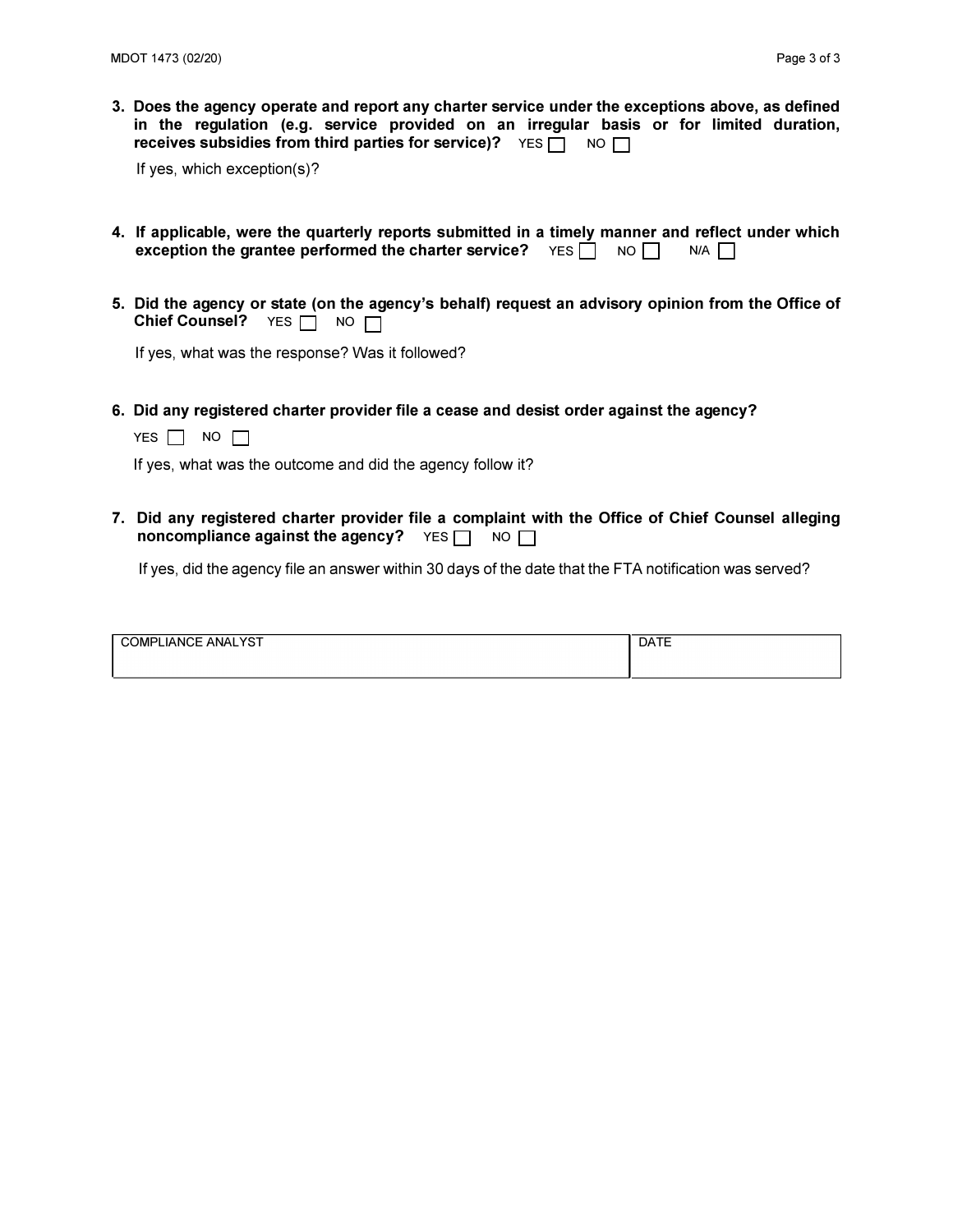**3. Does the agency operate and report any charter service under the exceptions above, as defined in the regulation (e.g. service provided on an irregular basis or for limited duration, receives subsidies from third parties for service)?** YES ☐ NO ☐

If yes, which exception(s)?

**4. If applicable, were the quarterly reports submitted in a timely manner and reflect under which exception the grantee performed the charter service?** YES ☐ NO ☐ N/A ☐

**5. Did the agency or state (on the agency's behalf) request an advisory opinion from the Office of Chief Counsel?** YES ☐ NO ☐

If yes, what was the response? Was it followed?

**6. Did any registered charter provider file a cease and desist order against the agency?**

YES ☐ NO ☐

If yes, what was the outcome and did the agency follow it?

**7. Did any registered charter provider file a complaint with the Office of Chief Counsel alleging noncompliance against the agency?** YES ☐ NO ☐

If yes, did the agency file an answer within 30 days of the date that the FTA notification was served?

| COMPLIANCE ANALYST | DATE |
| --- | --- |
| | |